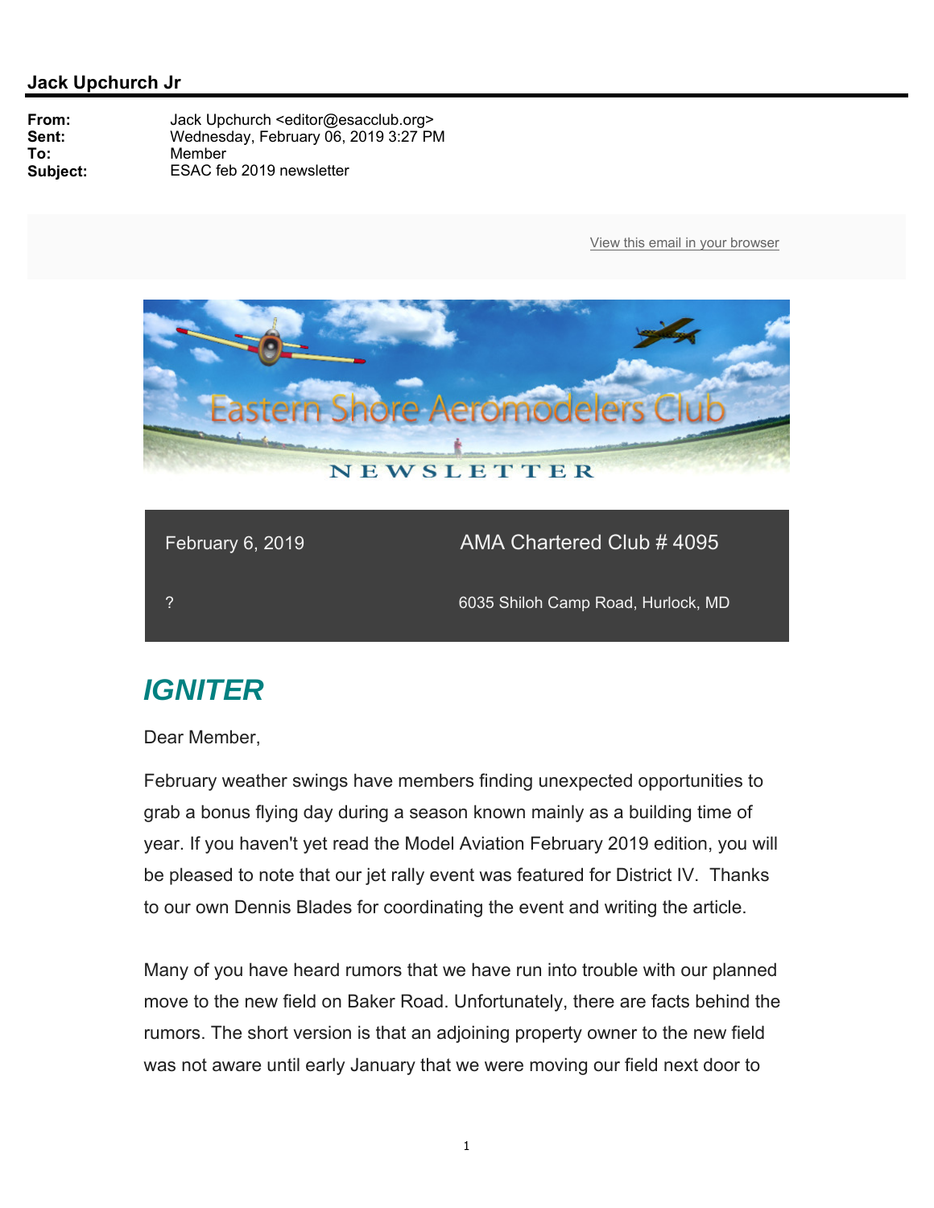**Jack Upchurch Jr**

**From:** Jack Upchurch <editor@esacclub.org>
**Sent:** Wednesday, February 06, 2019 3:27 PM
**To:** Member
**Subject:** ESAC feb 2019 newsletter

View this email in your browser

Eastern Shore Aeromodelers Club

NEWSLETTER

| February 6, 2019 | AMA Chartered Club # 4095 |
| --- | --- |
| ? | 6035 Shiloh Camp Road, Hurlock, MD |

## *IGNITER*

Dear Member,

February weather swings have members finding unexpected opportunities to grab a bonus flying day during a season known mainly as a building time of year. If you haven't yet read the Model Aviation February 2019 edition, you will be pleased to note that our jet rally event was featured for District IV. Thanks to our own Dennis Blades for coordinating the event and writing the article.

Many of you have heard rumors that we have run into trouble with our planned move to the new field on Baker Road. Unfortunately, there are facts behind the rumors. The short version is that an adjoining property owner to the new field was not aware until early January that we were moving our field next door to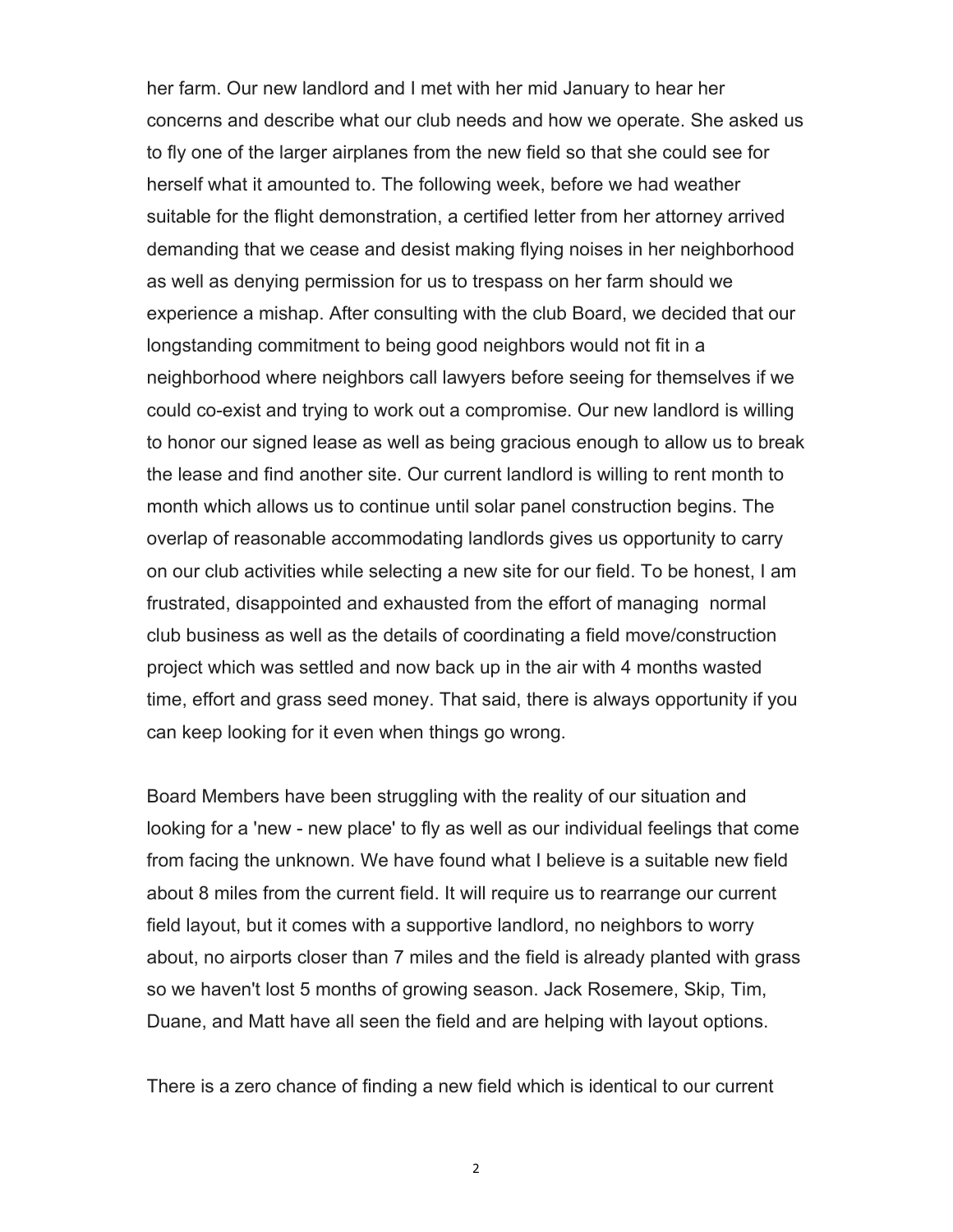her farm. Our new landlord and I met with her mid January to hear her concerns and describe what our club needs and how we operate. She asked us to fly one of the larger airplanes from the new field so that she could see for herself what it amounted to. The following week, before we had weather suitable for the flight demonstration, a certified letter from her attorney arrived demanding that we cease and desist making flying noises in her neighborhood as well as denying permission for us to trespass on her farm should we experience a mishap. After consulting with the club Board, we decided that our longstanding commitment to being good neighbors would not fit in a neighborhood where neighbors call lawyers before seeing for themselves if we could co-exist and trying to work out a compromise. Our new landlord is willing to honor our signed lease as well as being gracious enough to allow us to break the lease and find another site. Our current landlord is willing to rent month to month which allows us to continue until solar panel construction begins. The overlap of reasonable accommodating landlords gives us opportunity to carry on our club activities while selecting a new site for our field. To be honest, I am frustrated, disappointed and exhausted from the effort of managing normal club business as well as the details of coordinating a field move/construction project which was settled and now back up in the air with 4 months wasted time, effort and grass seed money. That said, there is always opportunity if you can keep looking for it even when things go wrong.

Board Members have been struggling with the reality of our situation and looking for a 'new - new place' to fly as well as our individual feelings that come from facing the unknown. We have found what I believe is a suitable new field about 8 miles from the current field. It will require us to rearrange our current field layout, but it comes with a supportive landlord, no neighbors to worry about, no airports closer than 7 miles and the field is already planted with grass so we haven't lost 5 months of growing season. Jack Rosemere, Skip, Tim, Duane, and Matt have all seen the field and are helping with layout options.

There is a zero chance of finding a new field which is identical to our current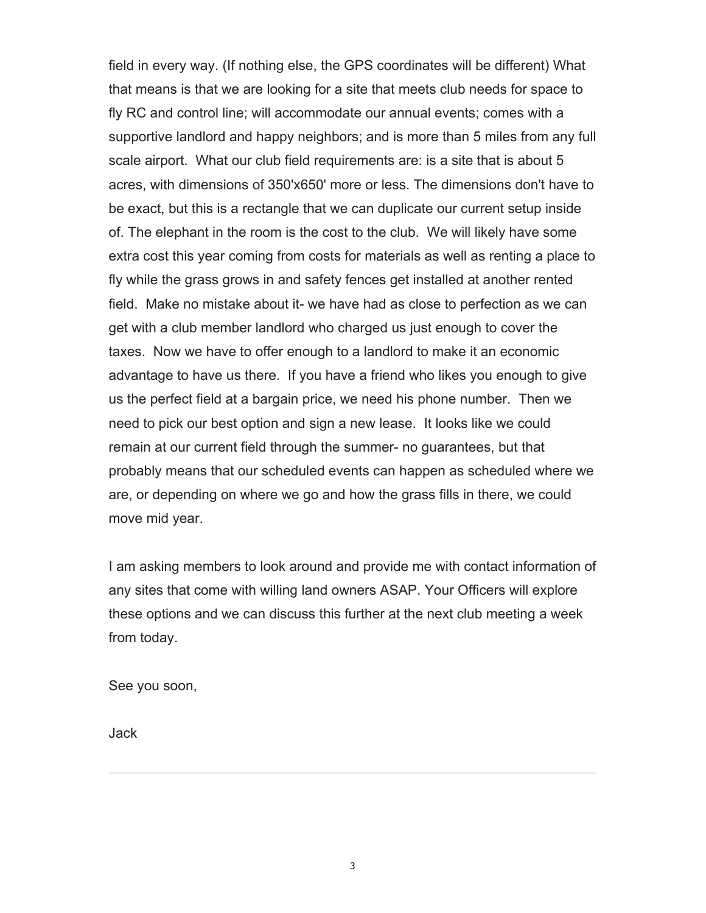field in every way. (If nothing else, the GPS coordinates will be different) What that means is that we are looking for a site that meets club needs for space to fly RC and control line; will accommodate our annual events; comes with a supportive landlord and happy neighbors; and is more than 5 miles from any full scale airport. What our club field requirements are: is a site that is about 5 acres, with dimensions of 350'x650' more or less. The dimensions don't have to be exact, but this is a rectangle that we can duplicate our current setup inside of. The elephant in the room is the cost to the club. We will likely have some extra cost this year coming from costs for materials as well as renting a place to fly while the grass grows in and safety fences get installed at another rented field. Make no mistake about it- we have had as close to perfection as we can get with a club member landlord who charged us just enough to cover the taxes. Now we have to offer enough to a landlord to make it an economic advantage to have us there. If you have a friend who likes you enough to give us the perfect field at a bargain price, we need his phone number. Then we need to pick our best option and sign a new lease. It looks like we could remain at our current field through the summer- no guarantees, but that probably means that our scheduled events can happen as scheduled where we are, or depending on where we go and how the grass fills in there, we could move mid year.

I am asking members to look around and provide me with contact information of any sites that come with willing land owners ASAP. Your Officers will explore these options and we can discuss this further at the next club meeting a week from today.

See you soon,

Jack

---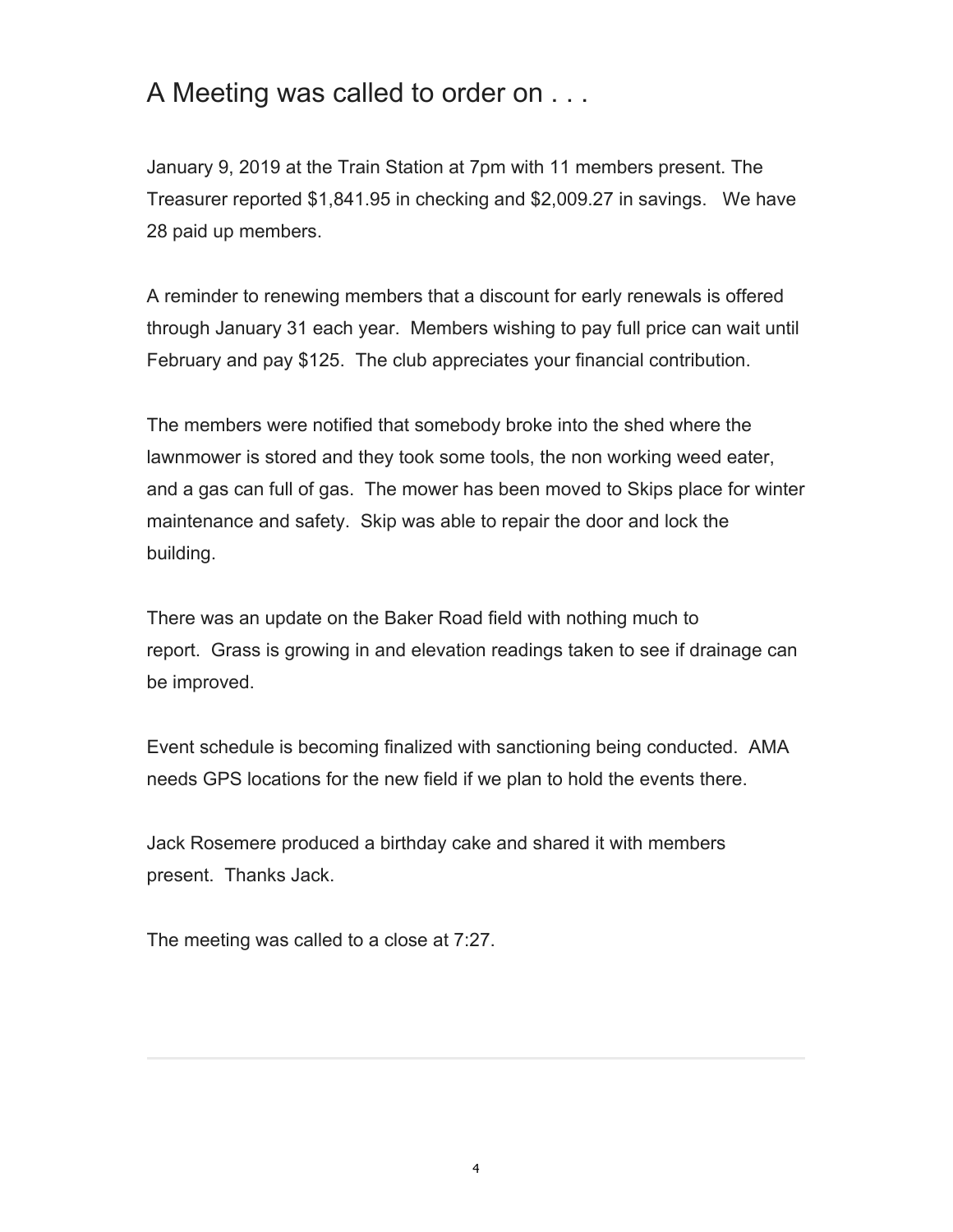# A Meeting was called to order on . . .

January 9, 2019 at the Train Station at 7pm with 11 members present. The Treasurer reported $1,841.95 in checking and $2,009.27 in savings. We have 28 paid up members.

A reminder to renewing members that a discount for early renewals is offered through January 31 each year. Members wishing to pay full price can wait until February and pay $125. The club appreciates your financial contribution.

The members were notified that somebody broke into the shed where the lawnmower is stored and they took some tools, the non working weed eater, and a gas can full of gas. The mower has been moved to Skips place for winter maintenance and safety. Skip was able to repair the door and lock the building.

There was an update on the Baker Road field with nothing much to report. Grass is growing in and elevation readings taken to see if drainage can be improved.

Event schedule is becoming finalized with sanctioning being conducted. AMA needs GPS locations for the new field if we plan to hold the events there.

Jack Rosemere produced a birthday cake and shared it with members present. Thanks Jack.

The meeting was called to a close at 7:27.

---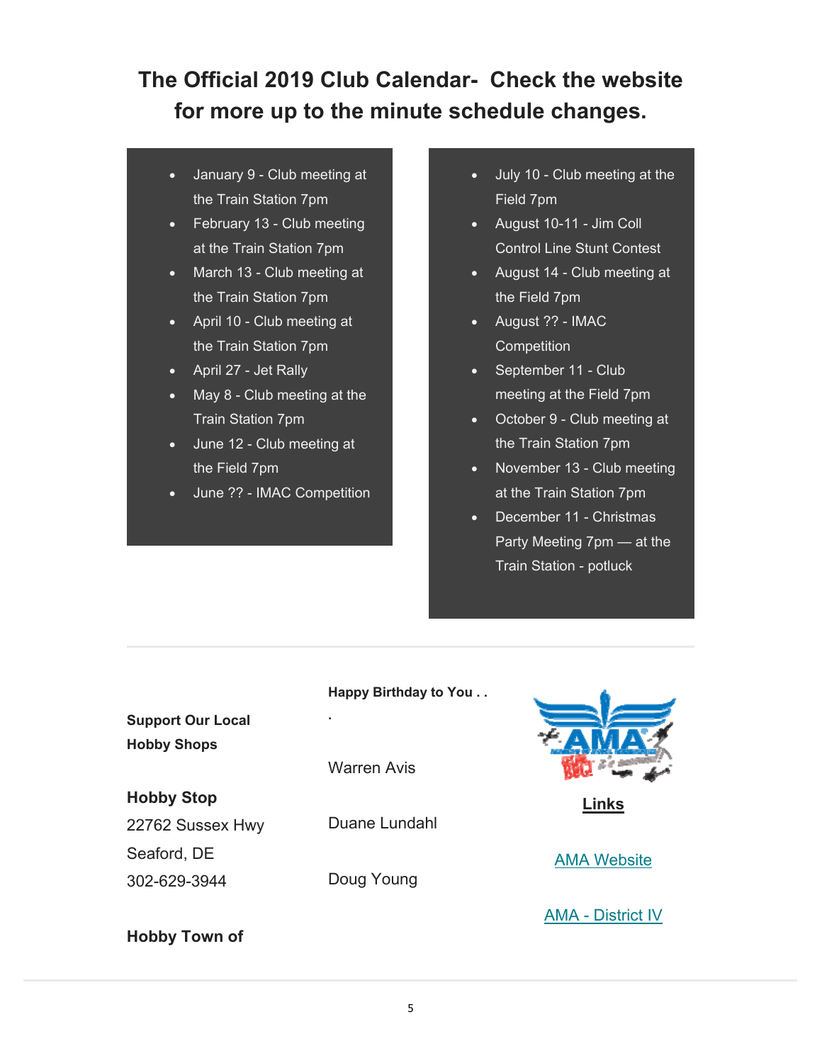## The Official 2019 Club Calendar- Check the website for more up to the minute schedule changes.

- January 9 - Club meeting at the Train Station 7pm
- February 13 - Club meeting at the Train Station 7pm
- March 13 - Club meeting at the Train Station 7pm
- April 10 - Club meeting at the Train Station 7pm
- April 27 - Jet Rally
- May 8 - Club meeting at the Train Station 7pm
- June 12 - Club meeting at the Field 7pm
- June ?? - IMAC Competition
- July 10 - Club meeting at the Field 7pm
- August 10-11 - Jim Coll Control Line Stunt Contest
- August 14 - Club meeting at the Field 7pm
- August ?? - IMAC Competition
- September 11 - Club meeting at the Field 7pm
- October 9 - Club meeting at the Train Station 7pm
- November 13 - Club meeting at the Train Station 7pm
- December 11 - Christmas Party Meeting 7pm — at the Train Station - potluck

---

**Support Our Local Hobby Shops**

**Hobby Stop**
22762 Sussex Hwy
Seaford, DE
302-629-3944

**Hobby Town of**

**Happy Birthday to You . . .**

Warren Avis

Duane Lundahl

Doug Young

**Links**

AMA Website

AMA - District IV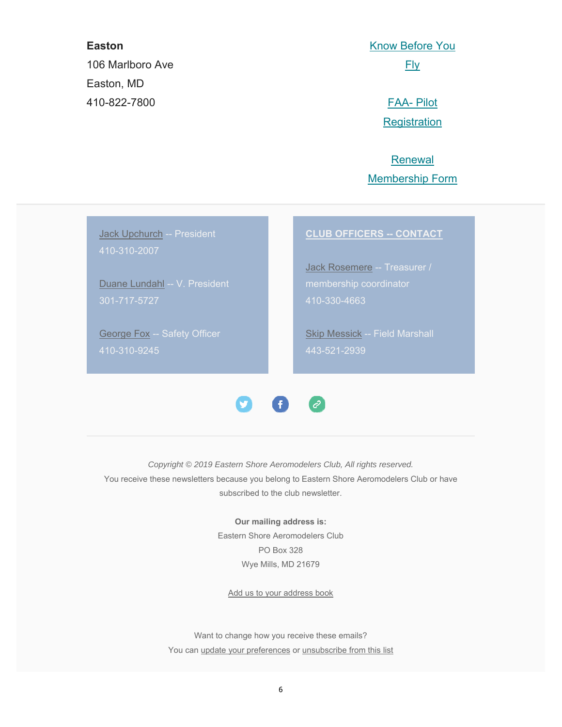**Easton**
106 Marlboro Ave
Easton, MD
410-822-7800

Know Before You Fly

FAA- Pilot Registration

Renewal Membership Form

Jack Upchurch -- President
410-310-2007

Duane Lundahl -- V. President
301-717-5727

George Fox -- Safety Officer
410-310-9245

**CLUB OFFICERS -- CONTACT**

Jack Rosemere -- Treasurer / membership coordinator
410-330-4663

Skip Messick -- Field Marshall
443-521-2939

*Copyright © 2019 Eastern Shore Aeromodelers Club, All rights reserved.*
You receive these newsletters because you belong to Eastern Shore Aeromodelers Club or have subscribed to the club newsletter.

**Our mailing address is:**
Eastern Shore Aeromodelers Club
PO Box 328
Wye Mills, MD 21679

Add us to your address book

Want to change how you receive these emails?
You can update your preferences or unsubscribe from this list